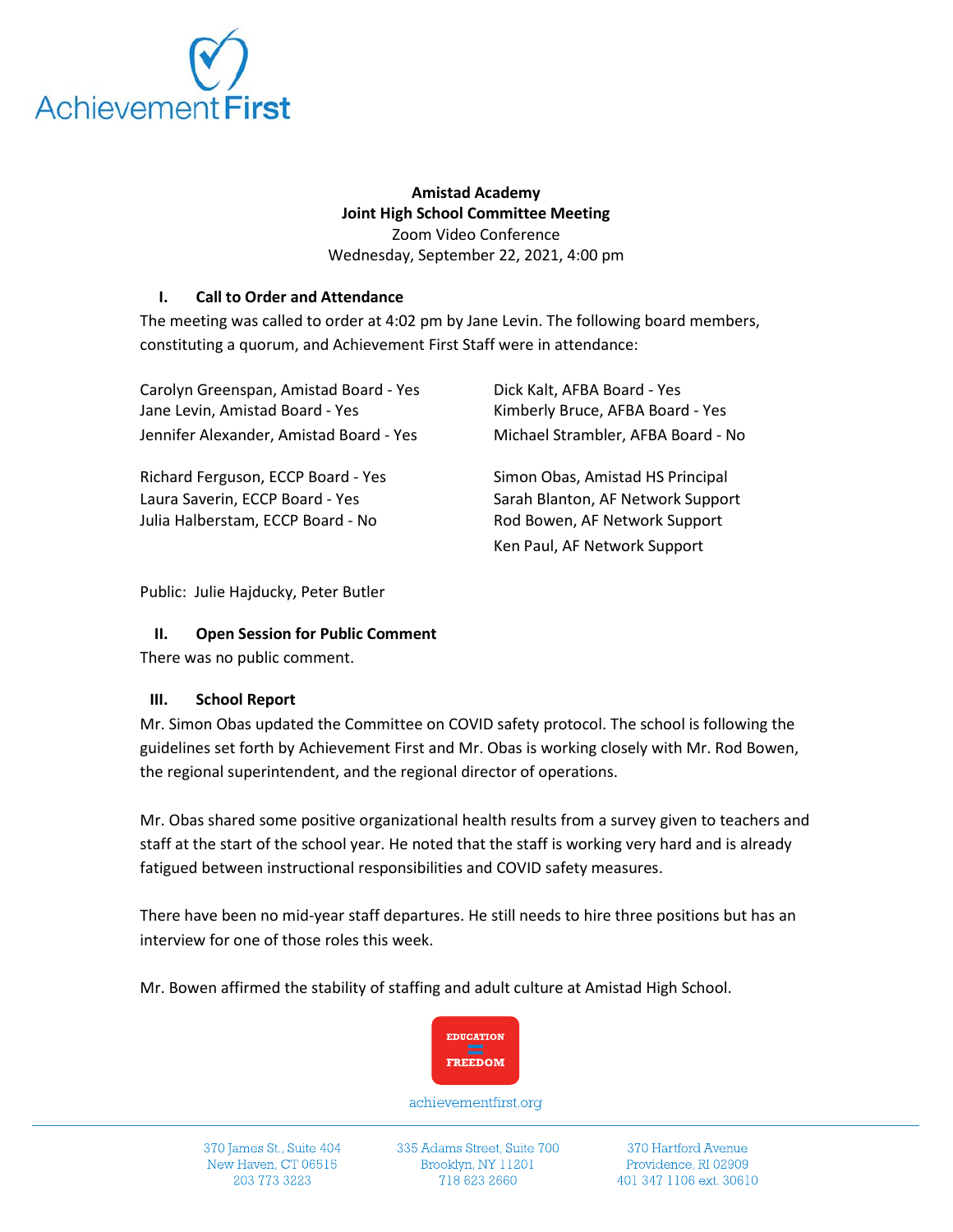**Amistad Academy**
**Joint High School Committee Meeting**
Zoom Video Conference
Wednesday, September 22, 2021, 4:00 pm

## I. Call to Order and Attendance

The meeting was called to order at 4:02 pm by Jane Levin. The following board members, constituting a quorum, and Achievement First Staff were in attendance:

Carolyn Greenspan, Amistad Board - Yes
Jane Levin, Amistad Board - Yes
Jennifer Alexander, Amistad Board - Yes

Richard Ferguson, ECCP Board - Yes
Laura Saverin, ECCP Board - Yes
Julia Halberstam, ECCP Board - No

Dick Kalt, AFBA Board - Yes
Kimberly Bruce, AFBA Board - Yes
Michael Strambler, AFBA Board - No

Simon Obas, Amistad HS Principal
Sarah Blanton, AF Network Support
Rod Bowen, AF Network Support
Ken Paul, AF Network Support

Public: Julie Hajducky, Peter Butler

## II. Open Session for Public Comment

There was no public comment.

## III. School Report

Mr. Simon Obas updated the Committee on COVID safety protocol. The school is following the guidelines set forth by Achievement First and Mr. Obas is working closely with Mr. Rod Bowen, the regional superintendent, and the regional director of operations.

Mr. Obas shared some positive organizational health results from a survey given to teachers and staff at the start of the school year. He noted that the staff is working very hard and is already fatigued between instructional responsibilities and COVID safety measures.

There have been no mid-year staff departures. He still needs to hire three positions but has an interview for one of those roles this week.

Mr. Bowen affirmed the stability of staffing and adult culture at Amistad High School.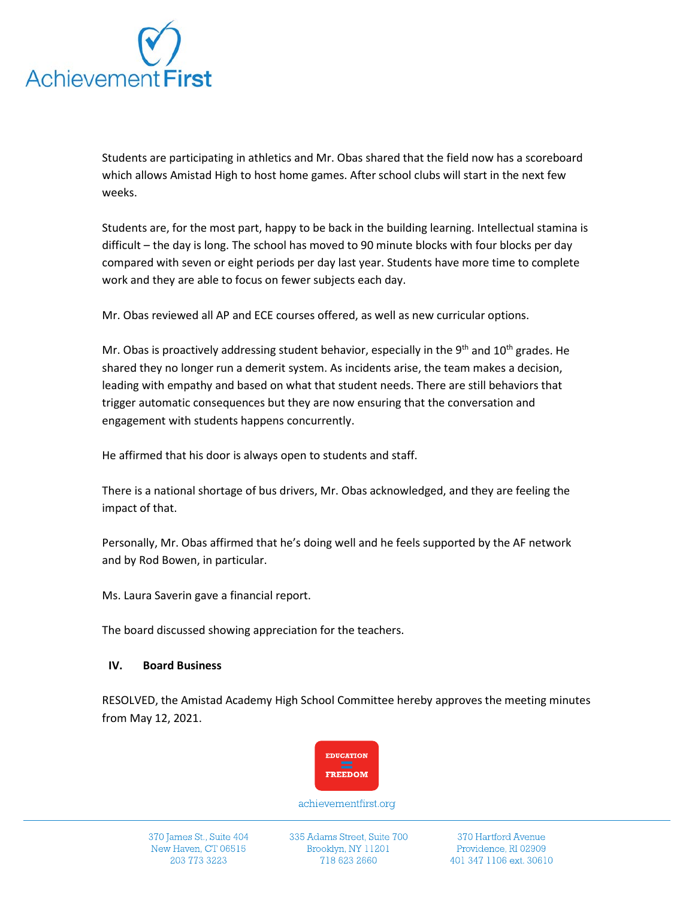Students are participating in athletics and Mr. Obas shared that the field now has a scoreboard which allows Amistad High to host home games. After school clubs will start in the next few weeks.

Students are, for the most part, happy to be back in the building learning. Intellectual stamina is difficult – the day is long. The school has moved to 90 minute blocks with four blocks per day compared with seven or eight periods per day last year. Students have more time to complete work and they are able to focus on fewer subjects each day.

Mr. Obas reviewed all AP and ECE courses offered, as well as new curricular options.

Mr. Obas is proactively addressing student behavior, especially in the 9th and 10th grades. He shared they no longer run a demerit system. As incidents arise, the team makes a decision, leading with empathy and based on what that student needs. There are still behaviors that trigger automatic consequences but they are now ensuring that the conversation and engagement with students happens concurrently.

He affirmed that his door is always open to students and staff.

There is a national shortage of bus drivers, Mr. Obas acknowledged, and they are feeling the impact of that.

Personally, Mr. Obas affirmed that he's doing well and he feels supported by the AF network and by Rod Bowen, in particular.

Ms. Laura Saverin gave a financial report.

The board discussed showing appreciation for the teachers.

## IV. Board Business

RESOLVED, the Amistad Academy High School Committee hereby approves the meeting minutes from May 12, 2021.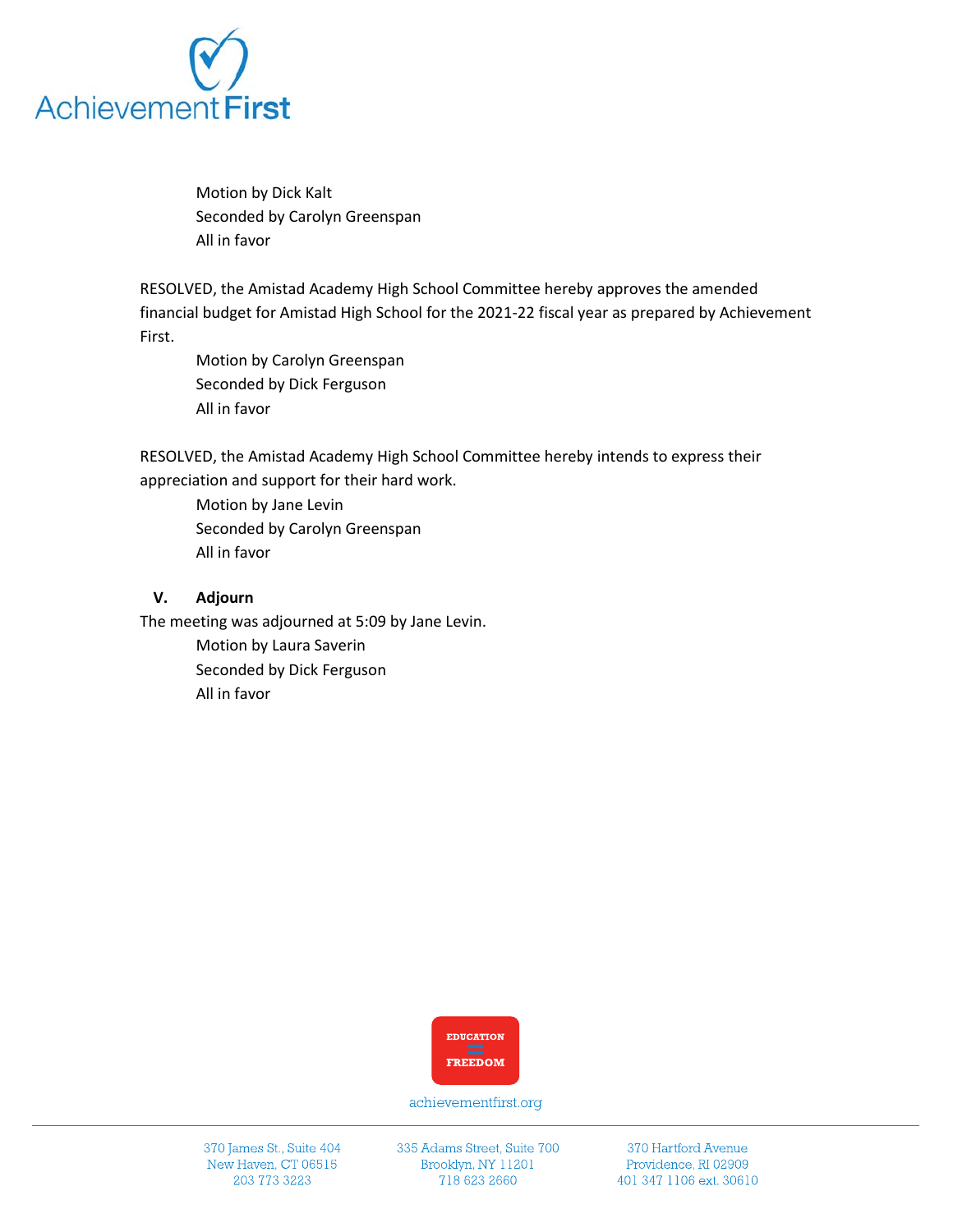Motion by Dick Kalt
Seconded by Carolyn Greenspan
All in favor

RESOLVED, the Amistad Academy High School Committee hereby approves the amended financial budget for Amistad High School for the 2021-22 fiscal year as prepared by Achievement First.

Motion by Carolyn Greenspan
Seconded by Dick Ferguson
All in favor

RESOLVED, the Amistad Academy High School Committee hereby intends to express their appreciation and support for their hard work.

Motion by Jane Levin
Seconded by Carolyn Greenspan
All in favor

## V. Adjourn

The meeting was adjourned at 5:09 by Jane Levin.

Motion by Laura Saverin
Seconded by Dick Ferguson
All in favor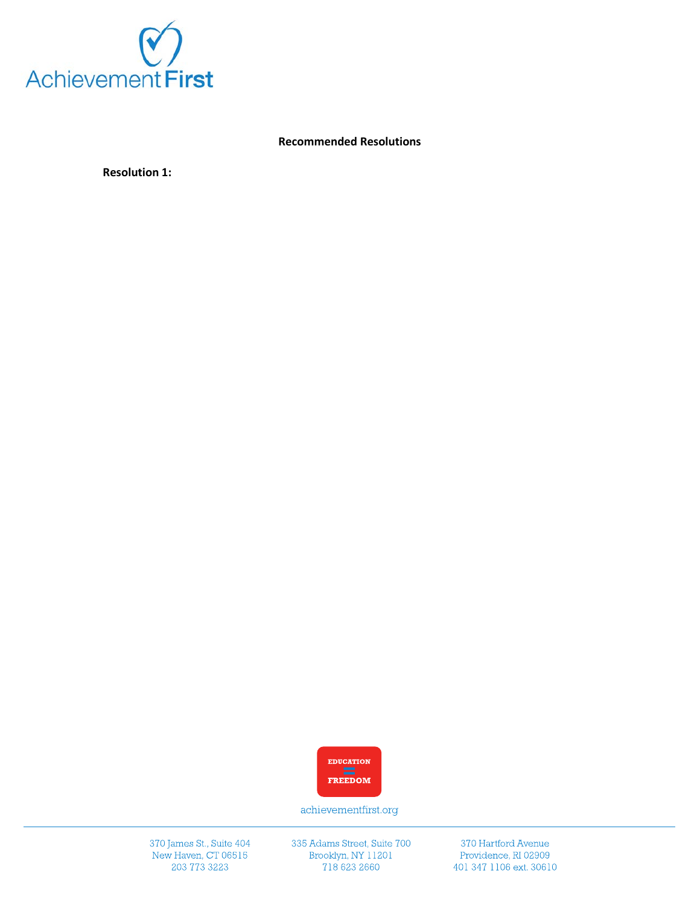**Recommended Resolutions**

**Resolution 1:**